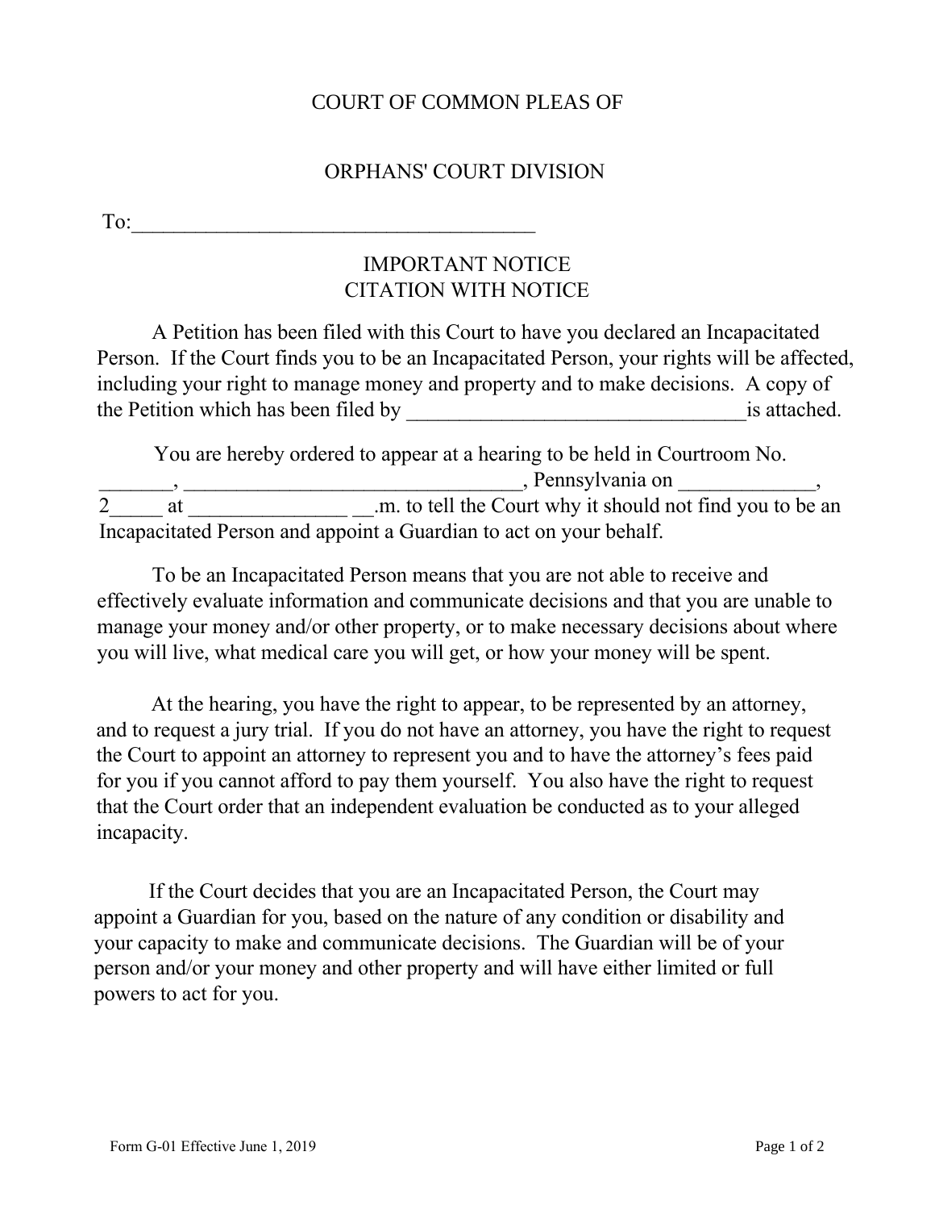COURT OF COMMON PLEAS OF

ORPHANS' COURT DIVISION

To:_______________________________________

IMPORTANT NOTICE
CITATION WITH NOTICE

A Petition has been filed with this Court to have you declared an Incapacitated Person. If the Court finds you to be an Incapacitated Person, your rights will be affected, including your right to manage money and property and to make decisions. A copy of the Petition which has been filed by ________________________________is attached.

You are hereby ordered to appear at a hearing to be held in Courtroom No. _______, ________________________________, Pennsylvania on _____________, 2_____ at _______________ __.m. to tell the Court why it should not find you to be an Incapacitated Person and appoint a Guardian to act on your behalf.

To be an Incapacitated Person means that you are not able to receive and effectively evaluate information and communicate decisions and that you are unable to manage your money and/or other property, or to make necessary decisions about where you will live, what medical care you will get, or how your money will be spent.

At the hearing, you have the right to appear, to be represented by an attorney, and to request a jury trial. If you do not have an attorney, you have the right to request the Court to appoint an attorney to represent you and to have the attorney's fees paid for you if you cannot afford to pay them yourself. You also have the right to request that the Court order that an independent evaluation be conducted as to your alleged incapacity.

If the Court decides that you are an Incapacitated Person, the Court may appoint a Guardian for you, based on the nature of any condition or disability and your capacity to make and communicate decisions. The Guardian will be of your person and/or your money and other property and will have either limited or full powers to act for you.

Form G-01 Effective June 1, 2019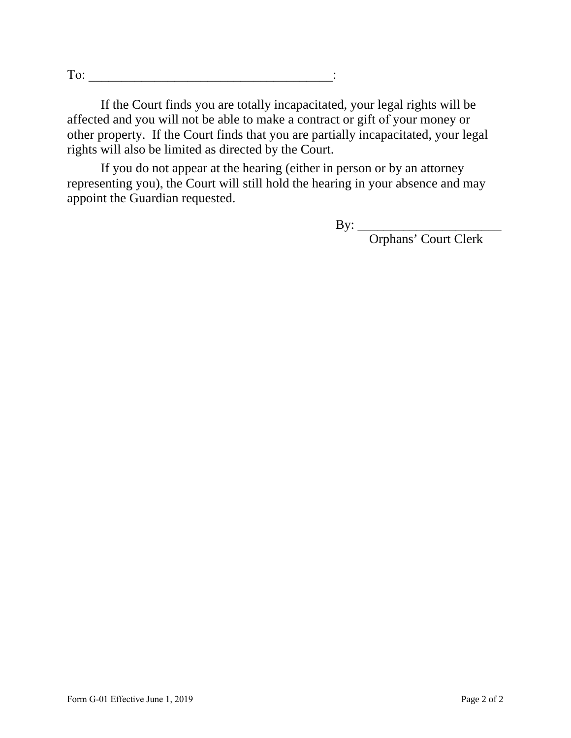To: _____________________________________:

If the Court finds you are totally incapacitated, your legal rights will be affected and you will not be able to make a contract or gift of your money or other property. If the Court finds that you are partially incapacitated, your legal rights will also be limited as directed by the Court.

If you do not appear at the hearing (either in person or by an attorney representing you), the Court will still hold the hearing in your absence and may appoint the Guardian requested.

By: ______________________
Orphans' Court Clerk

Form G-01 Effective June 1, 2019